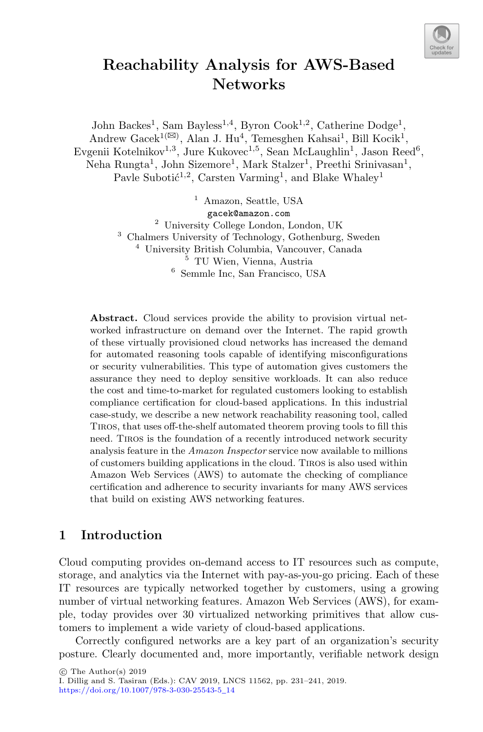# Reachability Analysis for AWS-Based Networks

John Backes[1], Sam Bayless[1,4], Byron Cook[1,2], Catherine Dodge[1], Andrew Gacek[1](✉), Alan J. Hu[4], Temesghen Kahsai[1], Bill Kocik[1], Evgenii Kotelnikov[1,3], Jure Kukovec[1,5], Sean McLaughlin[1], Jason Reed[6], Neha Rungta[1], John Sizemore[1], Mark Stalzer[1], Preethi Srinivasan[1], Pavle Subotić[1,2], Carsten Varming[1], and Blake Whaley[1]

[1] Amazon, Seattle, USA
gacek@amazon.com
[2] University College London, London, UK
[3] Chalmers University of Technology, Gothenburg, Sweden
[4] University British Columbia, Vancouver, Canada
[5] TU Wien, Vienna, Austria
[6] Semmle Inc, San Francisco, USA

**Abstract.** Cloud services provide the ability to provision virtual networked infrastructure on demand over the Internet. The rapid growth of these virtually provisioned cloud networks has increased the demand for automated reasoning tools capable of identifying misconfigurations or security vulnerabilities. This type of automation gives customers the assurance they need to deploy sensitive workloads. It can also reduce the cost and time-to-market for regulated customers looking to establish compliance certification for cloud-based applications. In this industrial case-study, we describe a new network reachability reasoning tool, called Tiros, that uses off-the-shelf automated theorem proving tools to fill this need. Tiros is the foundation of a recently introduced network security analysis feature in the *Amazon Inspector* service now available to millions of customers building applications in the cloud. Tiros is also used within Amazon Web Services (AWS) to automate the checking of compliance certification and adherence to security invariants for many AWS services that build on existing AWS networking features.

## 1 Introduction

Cloud computing provides on-demand access to IT resources such as compute, storage, and analytics via the Internet with pay-as-you-go pricing. Each of these IT resources are typically networked together by customers, using a growing number of virtual networking features. Amazon Web Services (AWS), for example, today provides over 30 virtualized networking primitives that allow customers to implement a wide variety of cloud-based applications.

Correctly configured networks are a key part of an organization's security posture. Clearly documented and, more importantly, verifiable network design

© The Author(s) 2019
I. Dillig and S. Tasiran (Eds.): CAV 2019, LNCS 11562, pp. 231–241, 2019.
https://doi.org/10.1007/978-3-030-25543-5_14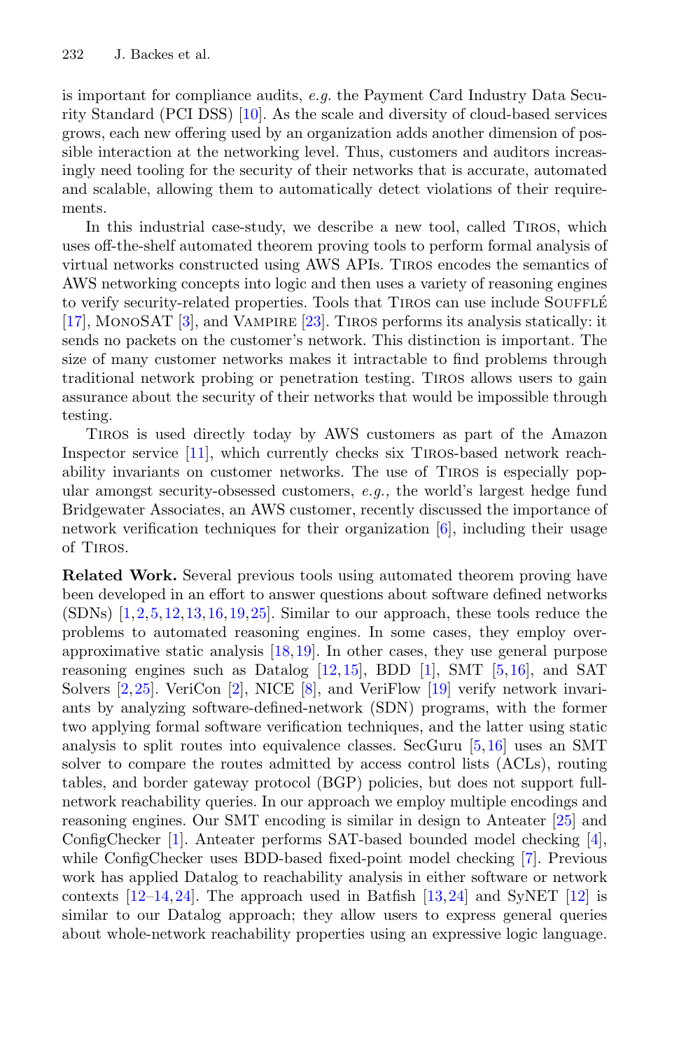is important for compliance audits, *e.g.* the Payment Card Industry Data Security Standard (PCI DSS) [10]. As the scale and diversity of cloud-based services grows, each new offering used by an organization adds another dimension of possible interaction at the networking level. Thus, customers and auditors increasingly need tooling for the security of their networks that is accurate, automated and scalable, allowing them to automatically detect violations of their requirements.

In this industrial case-study, we describe a new tool, called Tiros, which uses off-the-shelf automated theorem proving tools to perform formal analysis of virtual networks constructed using AWS APIs. Tiros encodes the semantics of AWS networking concepts into logic and then uses a variety of reasoning engines to verify security-related properties. Tools that Tiros can use include Soufflé [17], MonoSAT [3], and Vampire [23]. Tiros performs its analysis statically: it sends no packets on the customer's network. This distinction is important. The size of many customer networks makes it intractable to find problems through traditional network probing or penetration testing. Tiros allows users to gain assurance about the security of their networks that would be impossible through testing.

Tiros is used directly today by AWS customers as part of the Amazon Inspector service [11], which currently checks six Tiros-based network reachability invariants on customer networks. The use of Tiros is especially popular amongst security-obsessed customers, *e.g.,* the world's largest hedge fund Bridgewater Associates, an AWS customer, recently discussed the importance of network verification techniques for their organization [6], including their usage of Tiros.

**Related Work.** Several previous tools using automated theorem proving have been developed in an effort to answer questions about software defined networks (SDNs) [1,2,5,12,13,16,19,25]. Similar to our approach, these tools reduce the problems to automated reasoning engines. In some cases, they employ over-approximative static analysis [18,19]. In other cases, they use general purpose reasoning engines such as Datalog [12,15], BDD [1], SMT [5,16], and SAT Solvers [2,25]. VeriCon [2], NICE [8], and VeriFlow [19] verify network invariants by analyzing software-defined-network (SDN) programs, with the former two applying formal software verification techniques, and the latter using static analysis to split routes into equivalence classes. SecGuru [5,16] uses an SMT solver to compare the routes admitted by access control lists (ACLs), routing tables, and border gateway protocol (BGP) policies, but does not support full-network reachability queries. In our approach we employ multiple encodings and reasoning engines. Our SMT encoding is similar in design to Anteater [25] and ConfigChecker [1]. Anteater performs SAT-based bounded model checking [4], while ConfigChecker uses BDD-based fixed-point model checking [7]. Previous work has applied Datalog to reachability analysis in either software or network contexts [12–14,24]. The approach used in Batfish [13,24] and SyNET [12] is similar to our Datalog approach; they allow users to express general queries about whole-network reachability properties using an expressive logic language.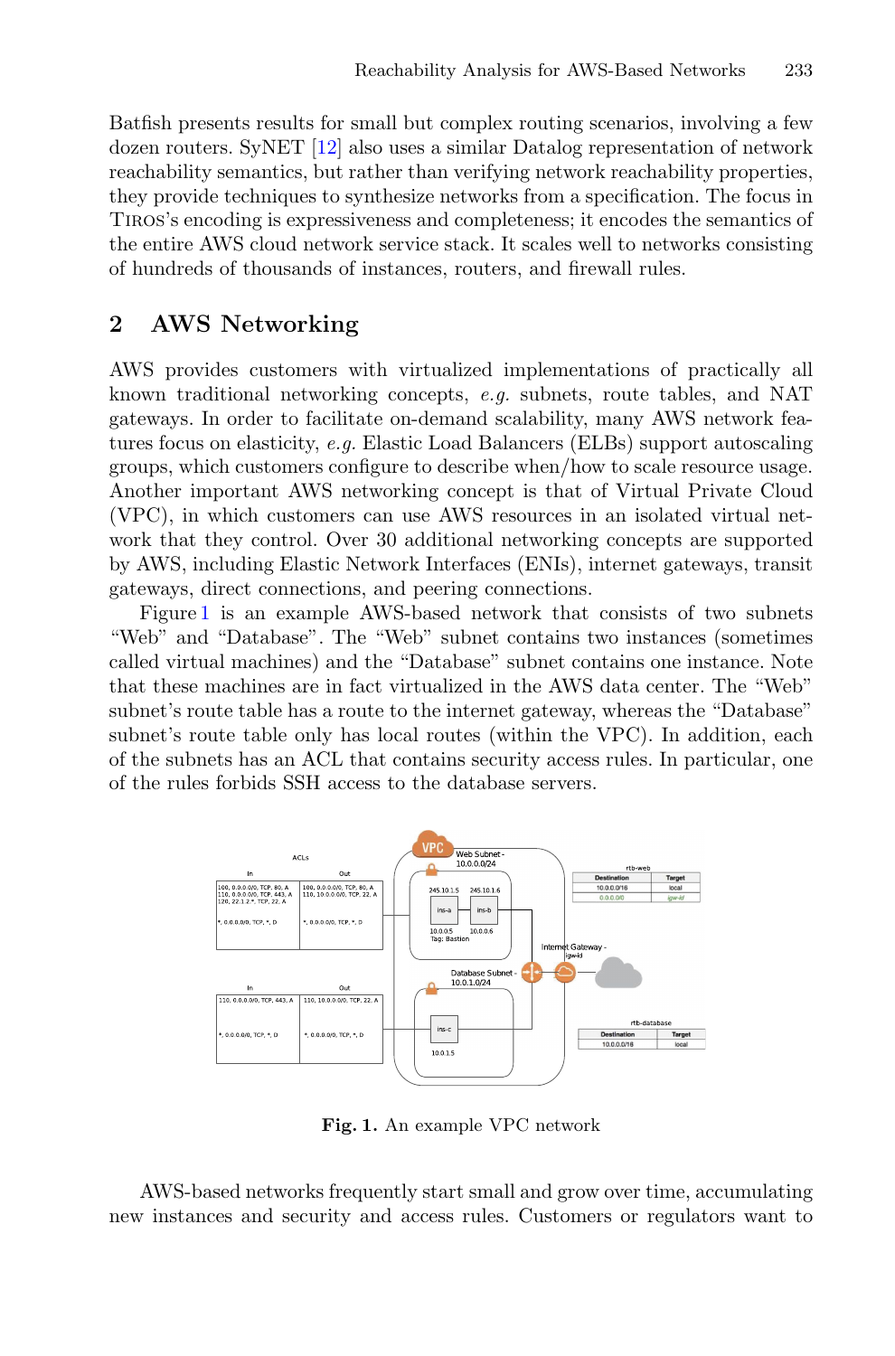Batfish presents results for small but complex routing scenarios, involving a few dozen routers. SyNET [12] also uses a similar Datalog representation of network reachability semantics, but rather than verifying network reachability properties, they provide techniques to synthesize networks from a specification. The focus in Tiros's encoding is expressiveness and completeness; it encodes the semantics of the entire AWS cloud network service stack. It scales well to networks consisting of hundreds of thousands of instances, routers, and firewall rules.

## 2 AWS Networking

AWS provides customers with virtualized implementations of practically all known traditional networking concepts, *e.g.* subnets, route tables, and NAT gateways. In order to facilitate on-demand scalability, many AWS network features focus on elasticity, *e.g.* Elastic Load Balancers (ELBs) support autoscaling groups, which customers configure to describe when/how to scale resource usage. Another important AWS networking concept is that of Virtual Private Cloud (VPC), in which customers can use AWS resources in an isolated virtual network that they control. Over 30 additional networking concepts are supported by AWS, including Elastic Network Interfaces (ENIs), internet gateways, transit gateways, direct connections, and peering connections.

Figure 1 is an example AWS-based network that consists of two subnets "Web" and "Database". The "Web" subnet contains two instances (sometimes called virtual machines) and the "Database" subnet contains one instance. Note that these machines are in fact virtualized in the AWS data center. The "Web" subnet's route table has a route to the internet gateway, whereas the "Database" subnet's route table only has local routes (within the VPC). In addition, each of the subnets has an ACL that contains security access rules. In particular, one of the rules forbids SSH access to the database servers.

ACLs

| In | Out |
|---|---|
| 100, 0.0.0.0/0, TCP, 80, A<br>110, 0.0.0.0/0, TCP, 443, A<br>120, 22.1.2.*, TCP, 22, A<br>*, 0.0.0.0/0, TCP, *, D | 100, 0.0.0.0/0, TCP, 80, A<br>110, 10.0.0.0/0, TCP, 22, A<br>*, 0.0.0.0/0, TCP, *, D |

| In | Out |
|---|---|
| 110, 0.0.0.0/0, TCP, 443, A<br>*, 0.0.0.0/0, TCP, *, D | 110, 10.0.0.0/0, TCP, 22, A<br>*, 0.0.0.0/0, TCP, *, D |

VPC

Web Subnet - 10.0.0.0/24

245.10.1.5 245.10.1.6

ins-a ins-b

10.0.0.5 10.0.0.6

Tag: Bastion

Internet Gateway - igw-id

Database Subnet - 10.0.1.0/24

ins-c

10.0.1.5

rtb-web

| Destination | Target |
|---|---|
| 10.0.0.0/16 | local |
| 0.0.0.0/0 | igw-id |

rtb-database

| Destination | Target |
|---|---|
| 10.0.0.0/16 | local |

**Fig. 1.** An example VPC network

AWS-based networks frequently start small and grow over time, accumulating new instances and security and access rules. Customers or regulators want to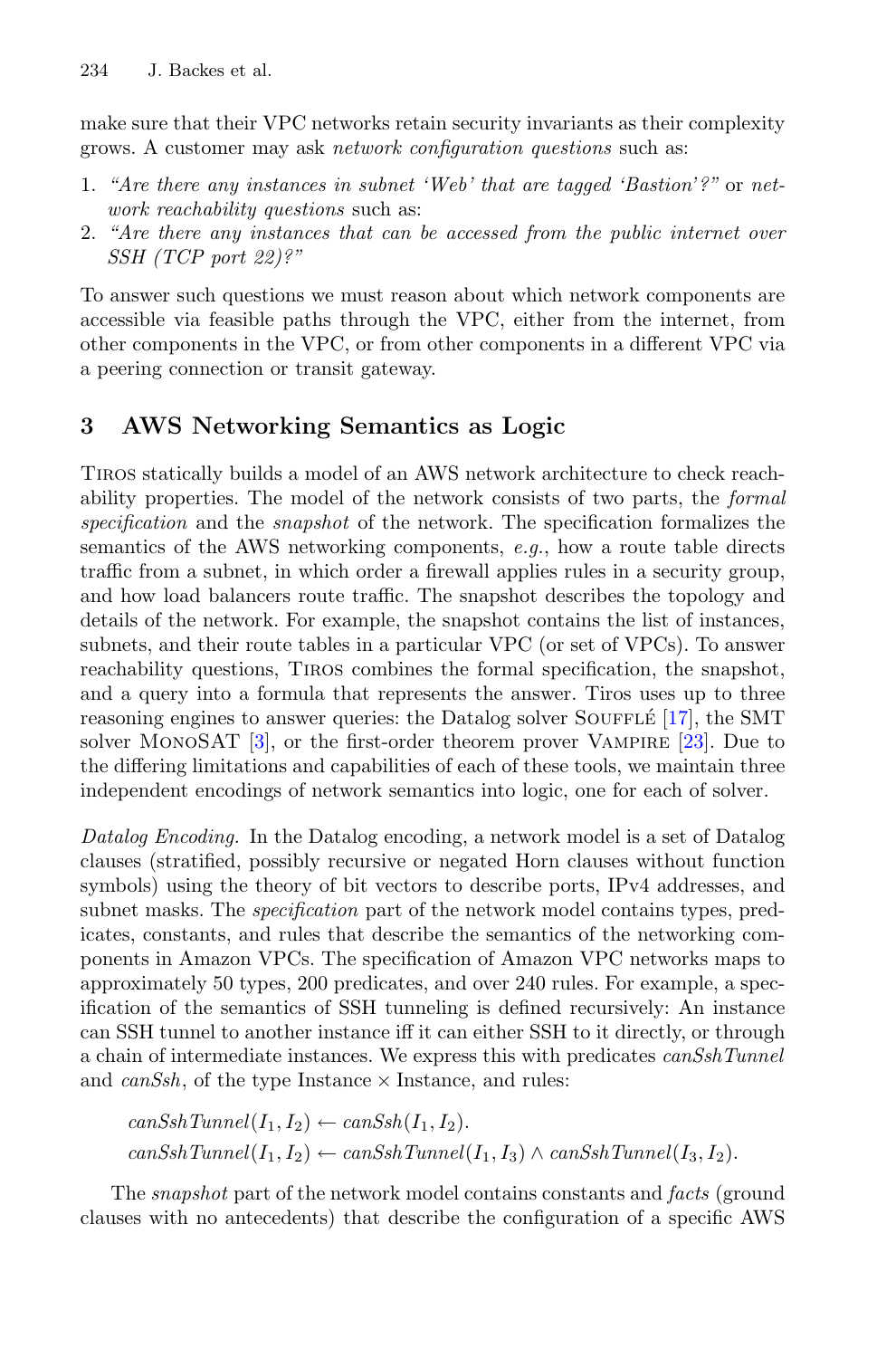make sure that their VPC networks retain security invariants as their complexity grows. A customer may ask *network configuration questions* such as:

1. *"Are there any instances in subnet 'Web' that are tagged 'Bastion'?"* or *network reachability questions* such as:
2. *"Are there any instances that can be accessed from the public internet over SSH (TCP port 22)?"*

To answer such questions we must reason about which network components are accessible via feasible paths through the VPC, either from the internet, from other components in the VPC, or from other components in a different VPC via a peering connection or transit gateway.

## 3 AWS Networking Semantics as Logic

Tiros statically builds a model of an AWS network architecture to check reachability properties. The model of the network consists of two parts, the *formal specification* and the *snapshot* of the network. The specification formalizes the semantics of the AWS networking components, *e.g.*, how a route table directs traffic from a subnet, in which order a firewall applies rules in a security group, and how load balancers route traffic. The snapshot describes the topology and details of the network. For example, the snapshot contains the list of instances, subnets, and their route tables in a particular VPC (or set of VPCs). To answer reachability questions, Tiros combines the formal specification, the snapshot, and a query into a formula that represents the answer. Tiros uses up to three reasoning engines to answer queries: the Datalog solver Soufflé [17], the SMT solver MonoSAT [3], or the first-order theorem prover Vampire [23]. Due to the differing limitations and capabilities of each of these tools, we maintain three independent encodings of network semantics into logic, one for each of solver.

*Datalog Encoding.* In the Datalog encoding, a network model is a set of Datalog clauses (stratified, possibly recursive or negated Horn clauses without function symbols) using the theory of bit vectors to describe ports, IPv4 addresses, and subnet masks. The *specification* part of the network model contains types, predicates, constants, and rules that describe the semantics of the networking components in Amazon VPCs. The specification of Amazon VPC networks maps to approximately 50 types, 200 predicates, and over 240 rules. For example, a specification of the semantics of SSH tunneling is defined recursively: An instance can SSH tunnel to another instance iff it can either SSH to it directly, or through a chain of intermediate instances. We express this with predicates *canSshTunnel* and *canSsh*, of the type Instance × Instance, and rules:

$$canSshTunnel(I_1, I_2) \leftarrow canSsh(I_1, I_2).$$
$$canSshTunnel(I_1, I_2) \leftarrow canSshTunnel(I_1, I_3) \wedge canSshTunnel(I_3, I_2).$$

The *snapshot* part of the network model contains constants and *facts* (ground clauses with no antecedents) that describe the configuration of a specific AWS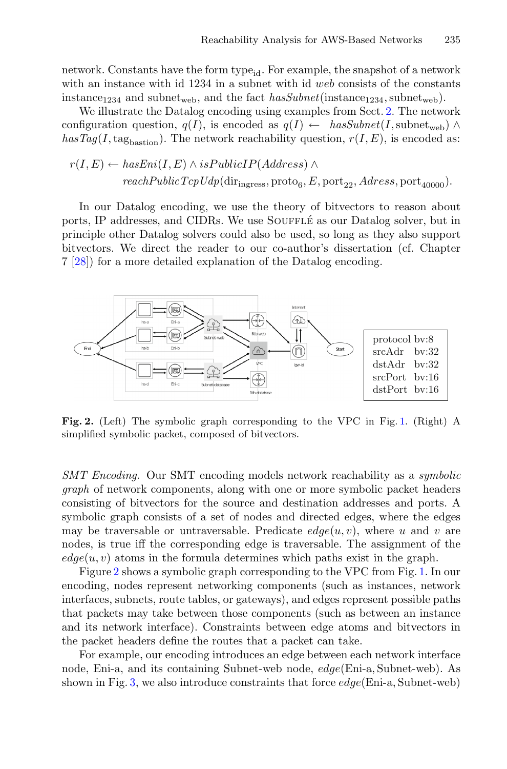network. Constants have the form $\text{type}_{\text{id}}$. For example, the snapshot of a network with an instance with id 1234 in a subnet with id *web* consists of the constants $\text{instance}_{1234}$ and $\text{subnet}_{\text{web}}$, and the fact $\mathit{hasSubnet}(\text{instance}_{1234}, \text{subnet}_{\text{web}})$.

We illustrate the Datalog encoding using examples from Sect. 2. The network configuration question, $q(I)$, is encoded as $q(I) \leftarrow \mathit{hasSubnet}(I, \text{subnet}_{\text{web}}) \wedge \mathit{hasTag}(I, \text{tag}_{\text{bastion}})$. The network reachability question, $r(I, E)$, is encoded as:

$$r(I, E) \leftarrow \mathit{hasEni}(I, E) \wedge \mathit{isPublicIP}(\mathit{Address}) \wedge \\ \mathit{reachPublicTcpUdp}(\text{dir}_{\text{ingress}}, \text{proto}_6, E, \text{port}_{22}, \mathit{Adress}, \text{port}_{40000}).$$

In our Datalog encoding, we use the theory of bitvectors to reason about ports, IP addresses, and CIDRs. We use Soufflé as our Datalog solver, but in principle other Datalog solvers could also be used, so long as they also support bitvectors. We direct the reader to our co-author's dissertation (cf. Chapter 7 [28]) for a more detailed explanation of the Datalog encoding.

| | |
|---|---|
| protocol | bv:8 |
| srcAdr | bv:32 |
| dstAdr | bv:32 |
| srcPort | bv:16 |
| dstPort | bv:16 |

**Fig. 2.** (Left) The symbolic graph corresponding to the VPC in Fig. 1. (Right) A simplified symbolic packet, composed of bitvectors.

*SMT Encoding.* Our SMT encoding models network reachability as a *symbolic graph* of network components, along with one or more symbolic packet headers consisting of bitvectors for the source and destination addresses and ports. A symbolic graph consists of a set of nodes and directed edges, where the edges may be traversable or untraversable. Predicate $\mathit{edge}(u, v)$, where $u$ and $v$ are nodes, is true iff the corresponding edge is traversable. The assignment of the $\mathit{edge}(u, v)$ atoms in the formula determines which paths exist in the graph.

Figure 2 shows a symbolic graph corresponding to the VPC from Fig. 1. In our encoding, nodes represent networking components (such as instances, network interfaces, subnets, route tables, or gateways), and edges represent possible paths that packets may take between those components (such as between an instance and its network interface). Constraints between edge atoms and bitvectors in the packet headers define the routes that a packet can take.

For example, our encoding introduces an edge between each network interface node, Eni-a, and its containing Subnet-web node, $\mathit{edge}(\text{Eni-a}, \text{Subnet-web})$. As shown in Fig. 3, we also introduce constraints that force $\mathit{edge}(\text{Eni-a}, \text{Subnet-web})$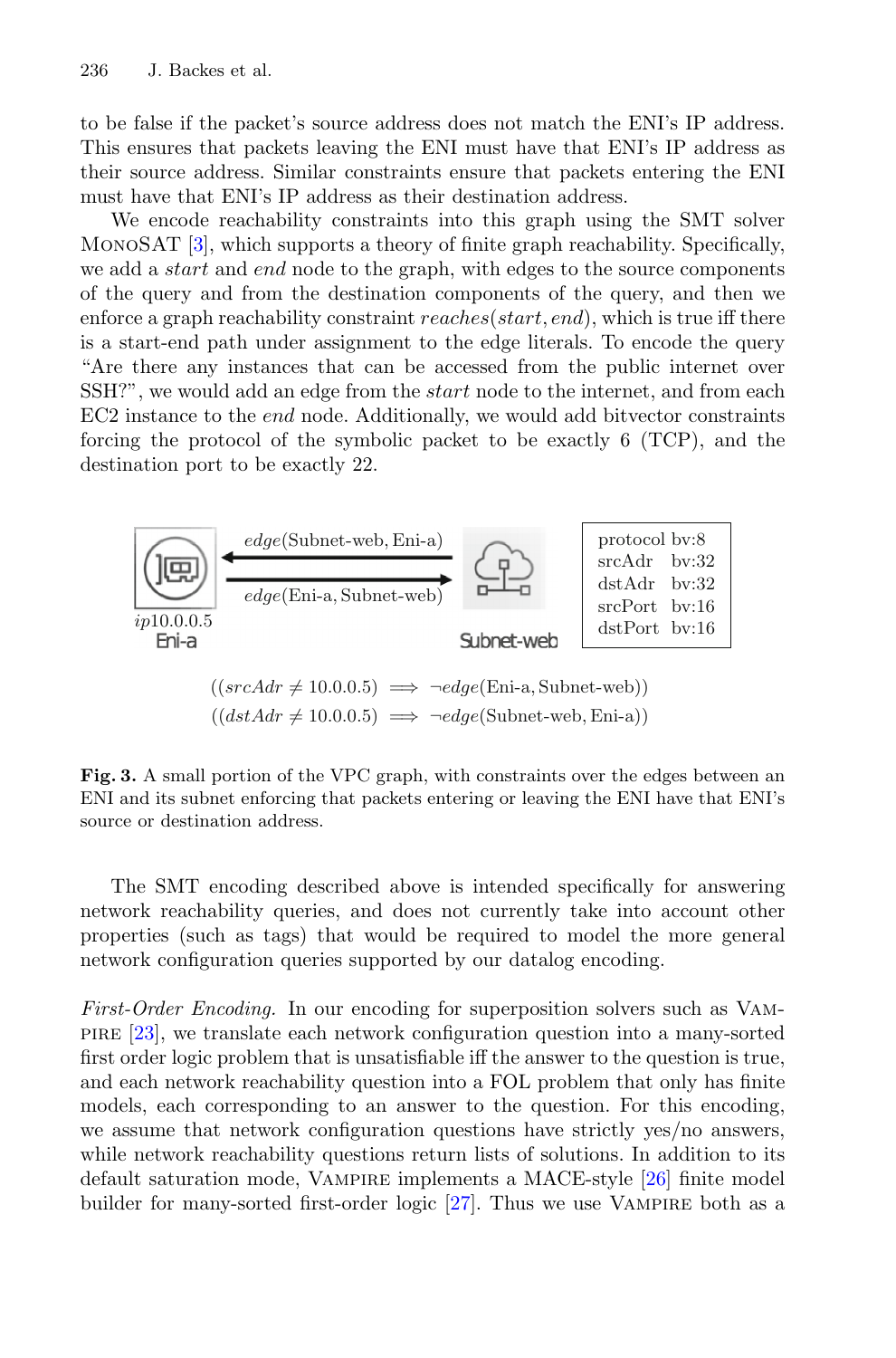to be false if the packet's source address does not match the ENI's IP address. This ensures that packets leaving the ENI must have that ENI's IP address as their source address. Similar constraints ensure that packets entering the ENI must have that ENI's IP address as their destination address.

We encode reachability constraints into this graph using the SMT solver MonoSAT [3], which supports a theory of finite graph reachability. Specifically, we add a *start* and *end* node to the graph, with edges to the source components of the query and from the destination components of the query, and then we enforce a graph reachability constraint $reaches(start, end)$, which is true iff there is a start-end path under assignment to the edge literals. To encode the query "Are there any instances that can be accessed from the public internet over SSH?", we would add an edge from the *start* node to the internet, and from each EC2 instance to the *end* node. Additionally, we would add bitvector constraints forcing the protocol of the symbolic packet to be exactly 6 (TCP), and the destination port to be exactly 22.

| | |
|---|---|
| protocol | bv:8 |
| srcAdr | bv:32 |
| dstAdr | bv:32 |
| srcPort | bv:16 |
| dstPort | bv:16 |

$$((srcAdr \neq 10.0.0.5) \implies \neg edge(\text{Eni-a}, \text{Subnet-web}))$$
$$((dstAdr \neq 10.0.0.5) \implies \neg edge(\text{Subnet-web}, \text{Eni-a}))$$

**Fig. 3.** A small portion of the VPC graph, with constraints over the edges between an ENI and its subnet enforcing that packets entering or leaving the ENI have that ENI's source or destination address.

The SMT encoding described above is intended specifically for answering network reachability queries, and does not currently take into account other properties (such as tags) that would be required to model the more general network configuration queries supported by our datalog encoding.

*First-Order Encoding.* In our encoding for superposition solvers such as Vampire [23], we translate each network configuration question into a many-sorted first order logic problem that is unsatisfiable iff the answer to the question is true, and each network reachability question into a FOL problem that only has finite models, each corresponding to an answer to the question. For this encoding, we assume that network configuration questions have strictly yes/no answers, while network reachability questions return lists of solutions. In addition to its default saturation mode, Vampire implements a MACE-style [26] finite model builder for many-sorted first-order logic [27]. Thus we use Vampire both as a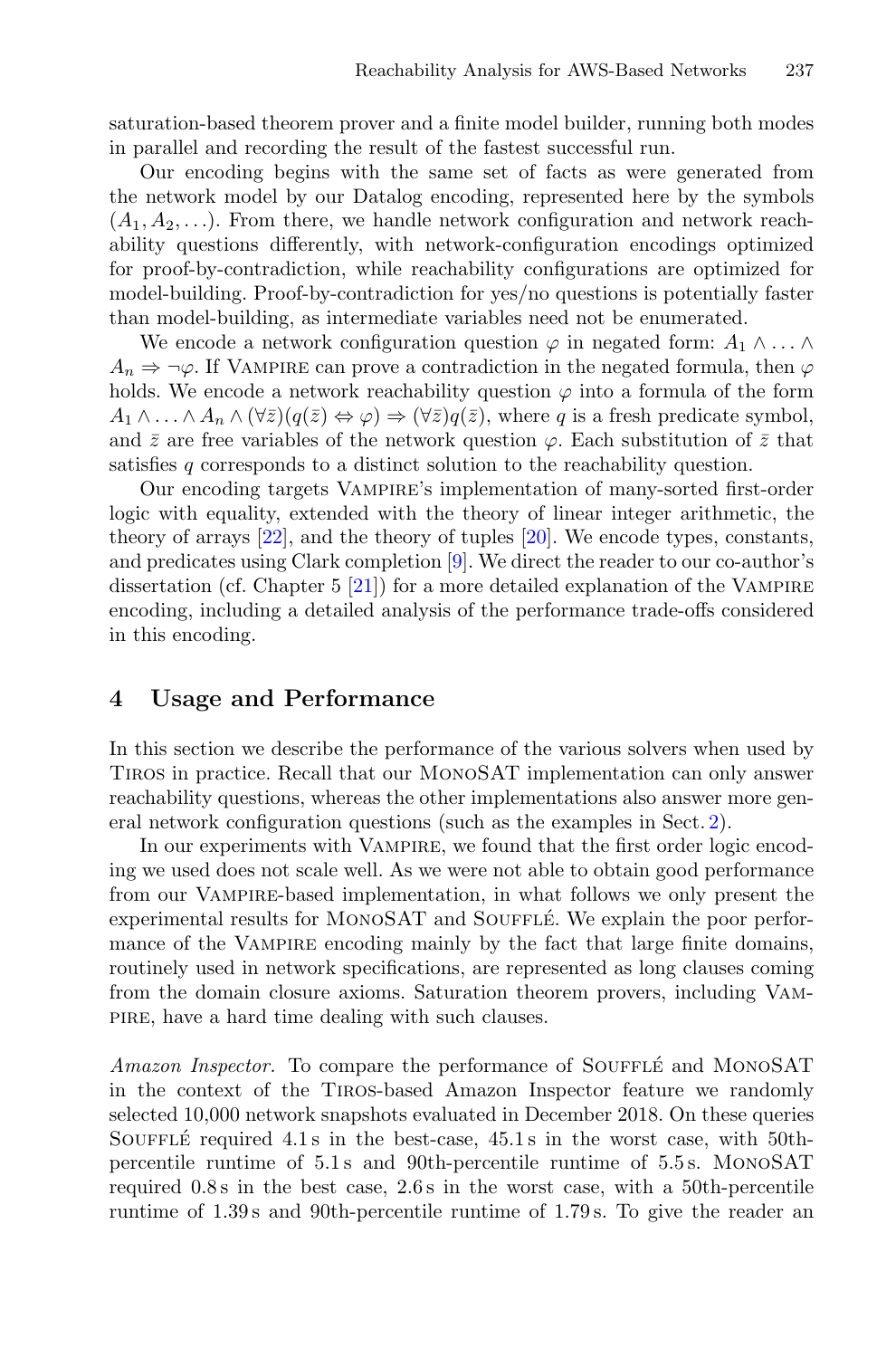saturation-based theorem prover and a finite model builder, running both modes in parallel and recording the result of the fastest successful run.

Our encoding begins with the same set of facts as were generated from the network model by our Datalog encoding, represented here by the symbols $(A_1, A_2, \ldots)$. From there, we handle network configuration and network reachability questions differently, with network-configuration encodings optimized for proof-by-contradiction, while reachability configurations are optimized for model-building. Proof-by-contradiction for yes/no questions is potentially faster than model-building, as intermediate variables need not be enumerated.

We encode a network configuration question $\varphi$ in negated form: $A_1 \wedge \ldots \wedge A_n \Rightarrow \neg\varphi$. If Vampire can prove a contradiction in the negated formula, then $\varphi$ holds. We encode a network reachability question $\varphi$ into a formula of the form $A_1 \wedge \ldots \wedge A_n \wedge (\forall \bar{z})(q(\bar{z}) \Leftrightarrow \varphi) \Rightarrow (\forall \bar{z})q(\bar{z})$, where $q$ is a fresh predicate symbol, and $\bar{z}$ are free variables of the network question $\varphi$. Each substitution of $\bar{z}$ that satisfies $q$ corresponds to a distinct solution to the reachability question.

Our encoding targets Vampire's implementation of many-sorted first-order logic with equality, extended with the theory of linear integer arithmetic, the theory of arrays [22], and the theory of tuples [20]. We encode types, constants, and predicates using Clark completion [9]. We direct the reader to our co-author's dissertation (cf. Chapter 5 [21]) for a more detailed explanation of the Vampire encoding, including a detailed analysis of the performance trade-offs considered in this encoding.

## 4 Usage and Performance

In this section we describe the performance of the various solvers when used by Tiros in practice. Recall that our MonoSAT implementation can only answer reachability questions, whereas the other implementations also answer more general network configuration questions (such as the examples in Sect. 2).

In our experiments with Vampire, we found that the first order logic encoding we used does not scale well. As we were not able to obtain good performance from our Vampire-based implementation, in what follows we only present the experimental results for MonoSAT and Soufflé. We explain the poor performance of the Vampire encoding mainly by the fact that large finite domains, routinely used in network specifications, are represented as long clauses coming from the domain closure axioms. Saturation theorem provers, including Vampire, have a hard time dealing with such clauses.

*Amazon Inspector.* To compare the performance of Soufflé and MonoSAT in the context of the Tiros-based Amazon Inspector feature we randomly selected 10,000 network snapshots evaluated in December 2018. On these queries Soufflé required 4.1 s in the best-case, 45.1 s in the worst case, with 50th-percentile runtime of 5.1 s and 90th-percentile runtime of 5.5 s. MonoSAT required 0.8 s in the best case, 2.6 s in the worst case, with a 50th-percentile runtime of 1.39 s and 90th-percentile runtime of 1.79 s. To give the reader an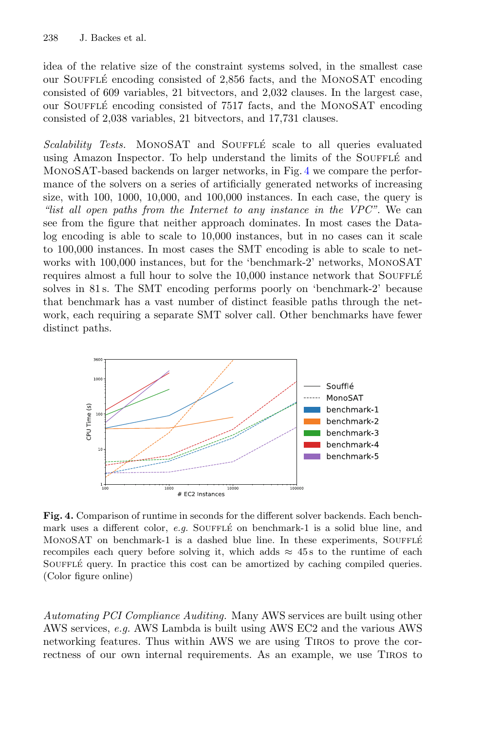idea of the relative size of the constraint systems solved, in the smallest case our Soufflé encoding consisted of 2,856 facts, and the MonoSAT encoding consisted of 609 variables, 21 bitvectors, and 2,032 clauses. In the largest case, our Soufflé encoding consisted of 7517 facts, and the MonoSAT encoding consisted of 2,038 variables, 21 bitvectors, and 17,731 clauses.

*Scalability Tests.* MonoSAT and Soufflé scale to all queries evaluated using Amazon Inspector. To help understand the limits of the Soufflé and MonoSAT-based backends on larger networks, in Fig. 4 we compare the performance of the solvers on a series of artificially generated networks of increasing size, with 100, 1000, 10,000, and 100,000 instances. In each case, the query is *"list all open paths from the Internet to any instance in the VPC"*. We can see from the figure that neither approach dominates. In most cases the Datalog encoding is able to scale to 10,000 instances, but in no cases can it scale to 100,000 instances. In most cases the SMT encoding is able to scale to networks with 100,000 instances, but for the 'benchmark-2' networks, MonoSAT requires almost a full hour to solve the 10,000 instance network that Soufflé solves in 81 s. The SMT encoding performs poorly on 'benchmark-2' because that benchmark has a vast number of distinct feasible paths through the network, each requiring a separate SMT solver call. Other benchmarks have fewer distinct paths.

**Fig. 4.** Comparison of runtime in seconds for the different solver backends. Each benchmark uses a different color, *e.g.* Soufflé on benchmark-1 is a solid blue line, and MonoSAT on benchmark-1 is a dashed blue line. In these experiments, Soufflé recompiles each query before solving it, which adds $\approx$ 45 s to the runtime of each Soufflé query. In practice this cost can be amortized by caching compiled queries. (Color figure online)

*Automating PCI Compliance Auditing.* Many AWS services are built using other AWS services, *e.g.* AWS Lambda is built using AWS EC2 and the various AWS networking features. Thus within AWS we are using Tiros to prove the correctness of our own internal requirements. As an example, we use Tiros to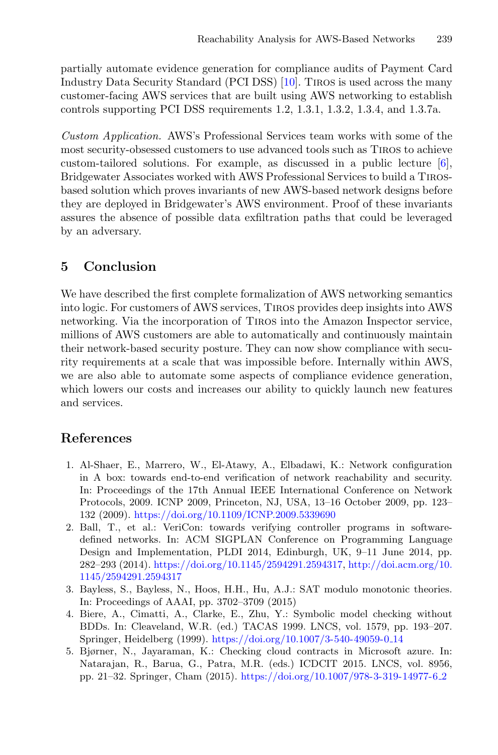partially automate evidence generation for compliance audits of Payment Card Industry Data Security Standard (PCI DSS) [10]. Tiros is used across the many customer-facing AWS services that are built using AWS networking to establish controls supporting PCI DSS requirements 1.2, 1.3.1, 1.3.2, 1.3.4, and 1.3.7a.

*Custom Application.* AWS's Professional Services team works with some of the most security-obsessed customers to use advanced tools such as Tiros to achieve custom-tailored solutions. For example, as discussed in a public lecture [6], Bridgewater Associates worked with AWS Professional Services to build a Tiros-based solution which proves invariants of new AWS-based network designs before they are deployed in Bridgewater's AWS environment. Proof of these invariants assures the absence of possible data exfiltration paths that could be leveraged by an adversary.

## 5 Conclusion

We have described the first complete formalization of AWS networking semantics into logic. For customers of AWS services, Tiros provides deep insights into AWS networking. Via the incorporation of Tiros into the Amazon Inspector service, millions of AWS customers are able to automatically and continuously maintain their network-based security posture. They can now show compliance with security requirements at a scale that was impossible before. Internally within AWS, we are also able to automate some aspects of compliance evidence generation, which lowers our costs and increases our ability to quickly launch new features and services.

## References

1. Al-Shaer, E., Marrero, W., El-Atawy, A., Elbadawi, K.: Network configuration in A box: towards end-to-end verification of network reachability and security. In: Proceedings of the 17th Annual IEEE International Conference on Network Protocols, 2009. ICNP 2009, Princeton, NJ, USA, 13–16 October 2009, pp. 123–132 (2009). https://doi.org/10.1109/ICNP.2009.5339690
2. Ball, T., et al.: VeriCon: towards verifying controller programs in software-defined networks. In: ACM SIGPLAN Conference on Programming Language Design and Implementation, PLDI 2014, Edinburgh, UK, 9–11 June 2014, pp. 282–293 (2014). https://doi.org/10.1145/2594291.2594317, http://doi.acm.org/10.1145/2594291.2594317
3. Bayless, S., Bayless, N., Hoos, H.H., Hu, A.J.: SAT modulo monotonic theories. In: Proceedings of AAAI, pp. 3702–3709 (2015)
4. Biere, A., Cimatti, A., Clarke, E., Zhu, Y.: Symbolic model checking without BDDs. In: Cleaveland, W.R. (ed.) TACAS 1999. LNCS, vol. 1579, pp. 193–207. Springer, Heidelberg (1999). https://doi.org/10.1007/3-540-49059-0_14
5. Bjørner, N., Jayaraman, K.: Checking cloud contracts in Microsoft azure. In: Natarajan, R., Barua, G., Patra, M.R. (eds.) ICDCIT 2015. LNCS, vol. 8956, pp. 21–32. Springer, Cham (2015). https://doi.org/10.1007/978-3-319-14977-6_2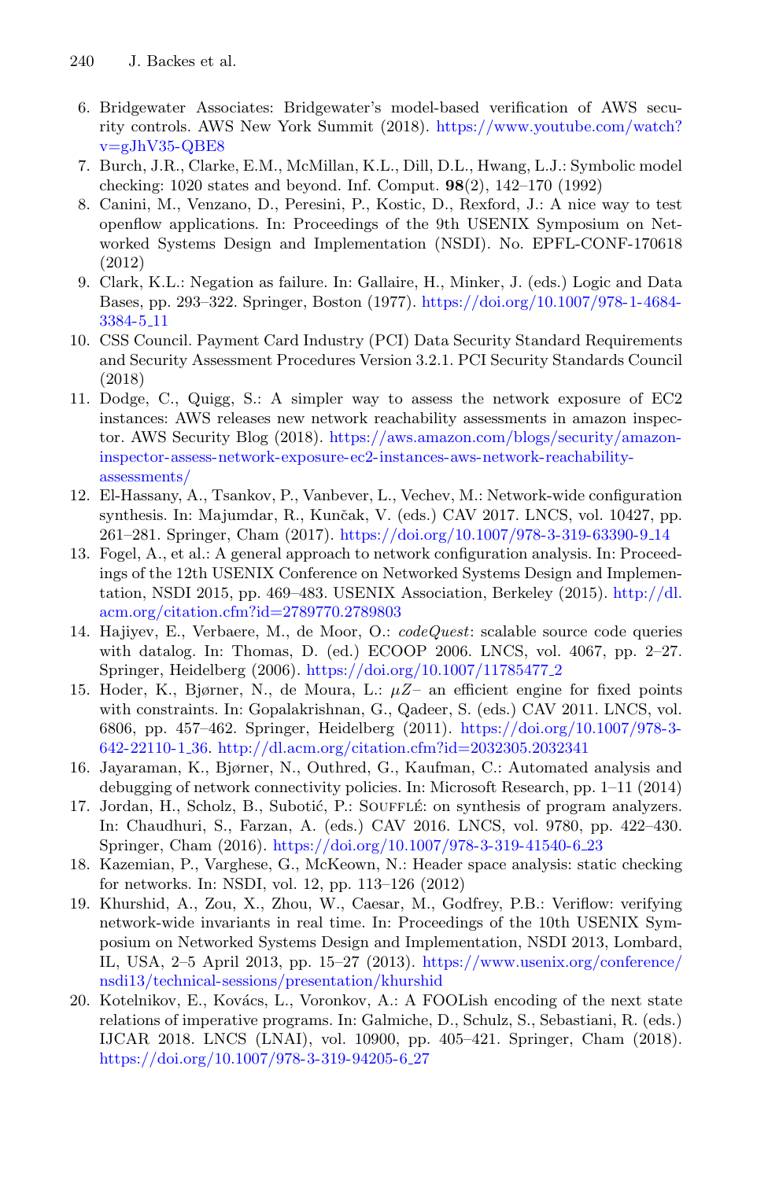6. Bridgewater Associates: Bridgewater's model-based verification of AWS security controls. AWS New York Summit (2018). https://www.youtube.com/watch?v=gJhV35-QBE8
7. Burch, J.R., Clarke, E.M., McMillan, K.L., Dill, D.L., Hwang, L.J.: Symbolic model checking: 1020 states and beyond. Inf. Comput. **98**(2), 142–170 (1992)
8. Canini, M., Venzano, D., Peresini, P., Kostic, D., Rexford, J.: A nice way to test openflow applications. In: Proceedings of the 9th USENIX Symposium on Networked Systems Design and Implementation (NSDI). No. EPFL-CONF-170618 (2012)
9. Clark, K.L.: Negation as failure. In: Gallaire, H., Minker, J. (eds.) Logic and Data Bases, pp. 293–322. Springer, Boston (1977). https://doi.org/10.1007/978-1-4684-3384-5_11
10. CSS Council. Payment Card Industry (PCI) Data Security Standard Requirements and Security Assessment Procedures Version 3.2.1. PCI Security Standards Council (2018)
11. Dodge, C., Quigg, S.: A simpler way to assess the network exposure of EC2 instances: AWS releases new network reachability assessments in amazon inspector. AWS Security Blog (2018). https://aws.amazon.com/blogs/security/amazon-inspector-assess-network-exposure-ec2-instances-aws-network-reachability-assessments/
12. El-Hassany, A., Tsankov, P., Vanbever, L., Vechev, M.: Network-wide configuration synthesis. In: Majumdar, R., Kunčak, V. (eds.) CAV 2017. LNCS, vol. 10427, pp. 261–281. Springer, Cham (2017). https://doi.org/10.1007/978-3-319-63390-9_14
13. Fogel, A., et al.: A general approach to network configuration analysis. In: Proceedings of the 12th USENIX Conference on Networked Systems Design and Implementation, NSDI 2015, pp. 469–483. USENIX Association, Berkeley (2015). http://dl.acm.org/citation.cfm?id=2789770.2789803
14. Hajiyev, E., Verbaere, M., de Moor, O.: *codeQuest*: scalable source code queries with datalog. In: Thomas, D. (ed.) ECOOP 2006. LNCS, vol. 4067, pp. 2–27. Springer, Heidelberg (2006). https://doi.org/10.1007/11785477_2
15. Hoder, K., Bjørner, N., de Moura, L.: $\mu Z$– an efficient engine for fixed points with constraints. In: Gopalakrishnan, G., Qadeer, S. (eds.) CAV 2011. LNCS, vol. 6806, pp. 457–462. Springer, Heidelberg (2011). https://doi.org/10.1007/978-3-642-22110-1_36. http://dl.acm.org/citation.cfm?id=2032305.2032341
16. Jayaraman, K., Bjørner, N., Outhred, G., Kaufman, C.: Automated analysis and debugging of network connectivity policies. In: Microsoft Research, pp. 1–11 (2014)
17. Jordan, H., Scholz, B., Subotić, P.: Soufflé: on synthesis of program analyzers. In: Chaudhuri, S., Farzan, A. (eds.) CAV 2016. LNCS, vol. 9780, pp. 422–430. Springer, Cham (2016). https://doi.org/10.1007/978-3-319-41540-6_23
18. Kazemian, P., Varghese, G., McKeown, N.: Header space analysis: static checking for networks. In: NSDI, vol. 12, pp. 113–126 (2012)
19. Khurshid, A., Zou, X., Zhou, W., Caesar, M., Godfrey, P.B.: Veriflow: verifying network-wide invariants in real time. In: Proceedings of the 10th USENIX Symposium on Networked Systems Design and Implementation, NSDI 2013, Lombard, IL, USA, 2–5 April 2013, pp. 15–27 (2013). https://www.usenix.org/conference/nsdi13/technical-sessions/presentation/khurshid
20. Kotelnikov, E., Kovács, L., Voronkov, A.: A FOOLish encoding of the next state relations of imperative programs. In: Galmiche, D., Schulz, S., Sebastiani, R. (eds.) IJCAR 2018. LNCS (LNAI), vol. 10900, pp. 405–421. Springer, Cham (2018). https://doi.org/10.1007/978-3-319-94205-6_27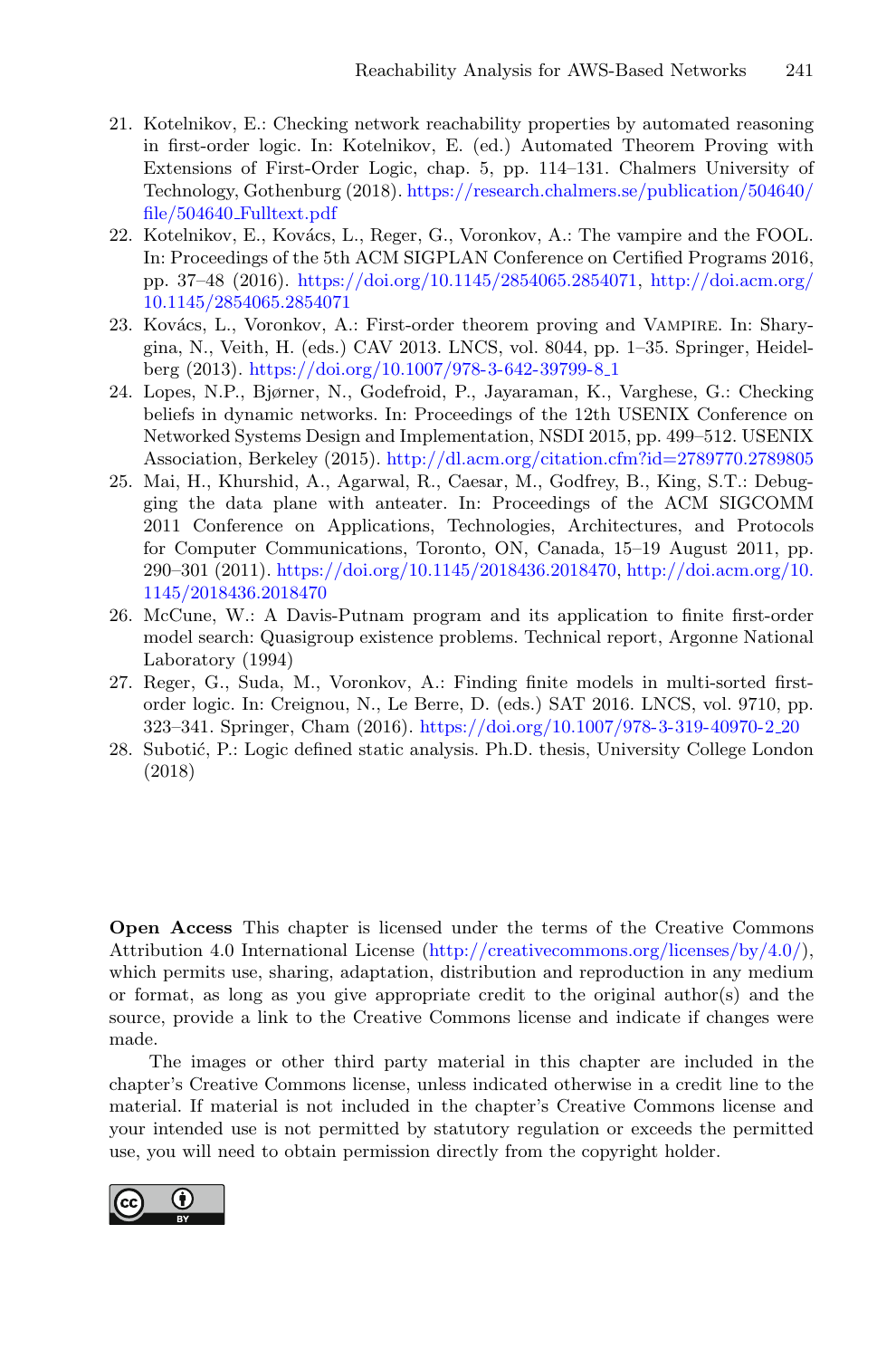21. Kotelnikov, E.: Checking network reachability properties by automated reasoning in first-order logic. In: Kotelnikov, E. (ed.) Automated Theorem Proving with Extensions of First-Order Logic, chap. 5, pp. 114–131. Chalmers University of Technology, Gothenburg (2018). https://research.chalmers.se/publication/504640/file/504640_Fulltext.pdf
22. Kotelnikov, E., Kovács, L., Reger, G., Voronkov, A.: The vampire and the FOOL. In: Proceedings of the 5th ACM SIGPLAN Conference on Certified Programs 2016, pp. 37–48 (2016). https://doi.org/10.1145/2854065.2854071, http://doi.acm.org/10.1145/2854065.2854071
23. Kovács, L., Voronkov, A.: First-order theorem proving and Vampire. In: Sharygina, N., Veith, H. (eds.) CAV 2013. LNCS, vol. 8044, pp. 1–35. Springer, Heidelberg (2013). https://doi.org/10.1007/978-3-642-39799-8_1
24. Lopes, N.P., Bjørner, N., Godefroid, P., Jayaraman, K., Varghese, G.: Checking beliefs in dynamic networks. In: Proceedings of the 12th USENIX Conference on Networked Systems Design and Implementation, NSDI 2015, pp. 499–512. USENIX Association, Berkeley (2015). http://dl.acm.org/citation.cfm?id=2789770.2789805
25. Mai, H., Khurshid, A., Agarwal, R., Caesar, M., Godfrey, B., King, S.T.: Debugging the data plane with anteater. In: Proceedings of the ACM SIGCOMM 2011 Conference on Applications, Technologies, Architectures, and Protocols for Computer Communications, Toronto, ON, Canada, 15–19 August 2011, pp. 290–301 (2011). https://doi.org/10.1145/2018436.2018470, http://doi.acm.org/10.1145/2018436.2018470
26. McCune, W.: A Davis-Putnam program and its application to finite first-order model search: Quasigroup existence problems. Technical report, Argonne National Laboratory (1994)
27. Reger, G., Suda, M., Voronkov, A.: Finding finite models in multi-sorted first-order logic. In: Creignou, N., Le Berre, D. (eds.) SAT 2016. LNCS, vol. 9710, pp. 323–341. Springer, Cham (2016). https://doi.org/10.1007/978-3-319-40970-2_20
28. Subotić, P.: Logic defined static analysis. Ph.D. thesis, University College London (2018)

**Open Access** This chapter is licensed under the terms of the Creative Commons Attribution 4.0 International License (http://creativecommons.org/licenses/by/4.0/), which permits use, sharing, adaptation, distribution and reproduction in any medium or format, as long as you give appropriate credit to the original author(s) and the source, provide a link to the Creative Commons license and indicate if changes were made.

The images or other third party material in this chapter are included in the chapter's Creative Commons license, unless indicated otherwise in a credit line to the material. If material is not included in the chapter's Creative Commons license and your intended use is not permitted by statutory regulation or exceeds the permitted use, you will need to obtain permission directly from the copyright holder.